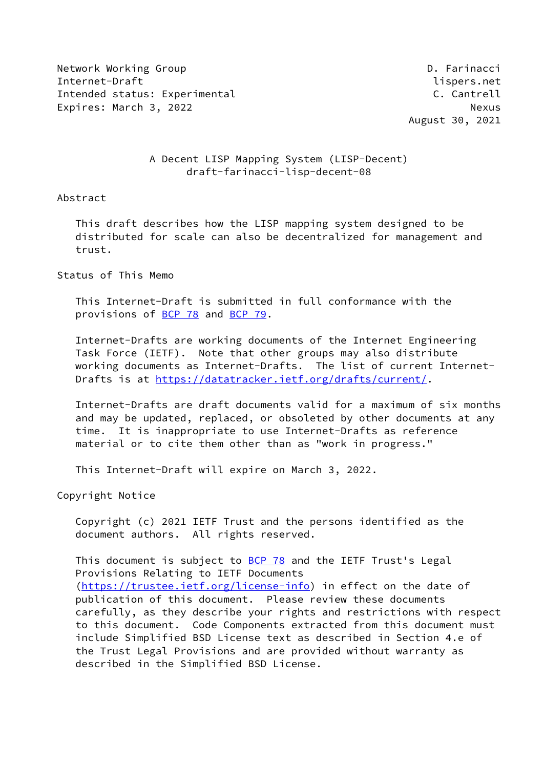Network Working Group D. Farinacci
Internet-Draft lispers.net
Intended status: Experimental C. Cantrell
Expires: March 3, 2022 Nexus
August 30, 2021

# A Decent LISP Mapping System (LISP-Decent)
draft-farinacci-lisp-decent-08

## Abstract

This draft describes how the LISP mapping system designed to be distributed for scale can also be decentralized for management and trust.

## Status of This Memo

This Internet-Draft is submitted in full conformance with the provisions of BCP 78 and BCP 79.

Internet-Drafts are working documents of the Internet Engineering Task Force (IETF). Note that other groups may also distribute working documents as Internet-Drafts. The list of current Internet-Drafts is at https://datatracker.ietf.org/drafts/current/.

Internet-Drafts are draft documents valid for a maximum of six months and may be updated, replaced, or obsoleted by other documents at any time. It is inappropriate to use Internet-Drafts as reference material or to cite them other than as "work in progress."

This Internet-Draft will expire on March 3, 2022.

## Copyright Notice

Copyright (c) 2021 IETF Trust and the persons identified as the document authors. All rights reserved.

This document is subject to BCP 78 and the IETF Trust's Legal Provisions Relating to IETF Documents (https://trustee.ietf.org/license-info) in effect on the date of publication of this document. Please review these documents carefully, as they describe your rights and restrictions with respect to this document. Code Components extracted from this document must include Simplified BSD License text as described in Section 4.e of the Trust Legal Provisions and are provided without warranty as described in the Simplified BSD License.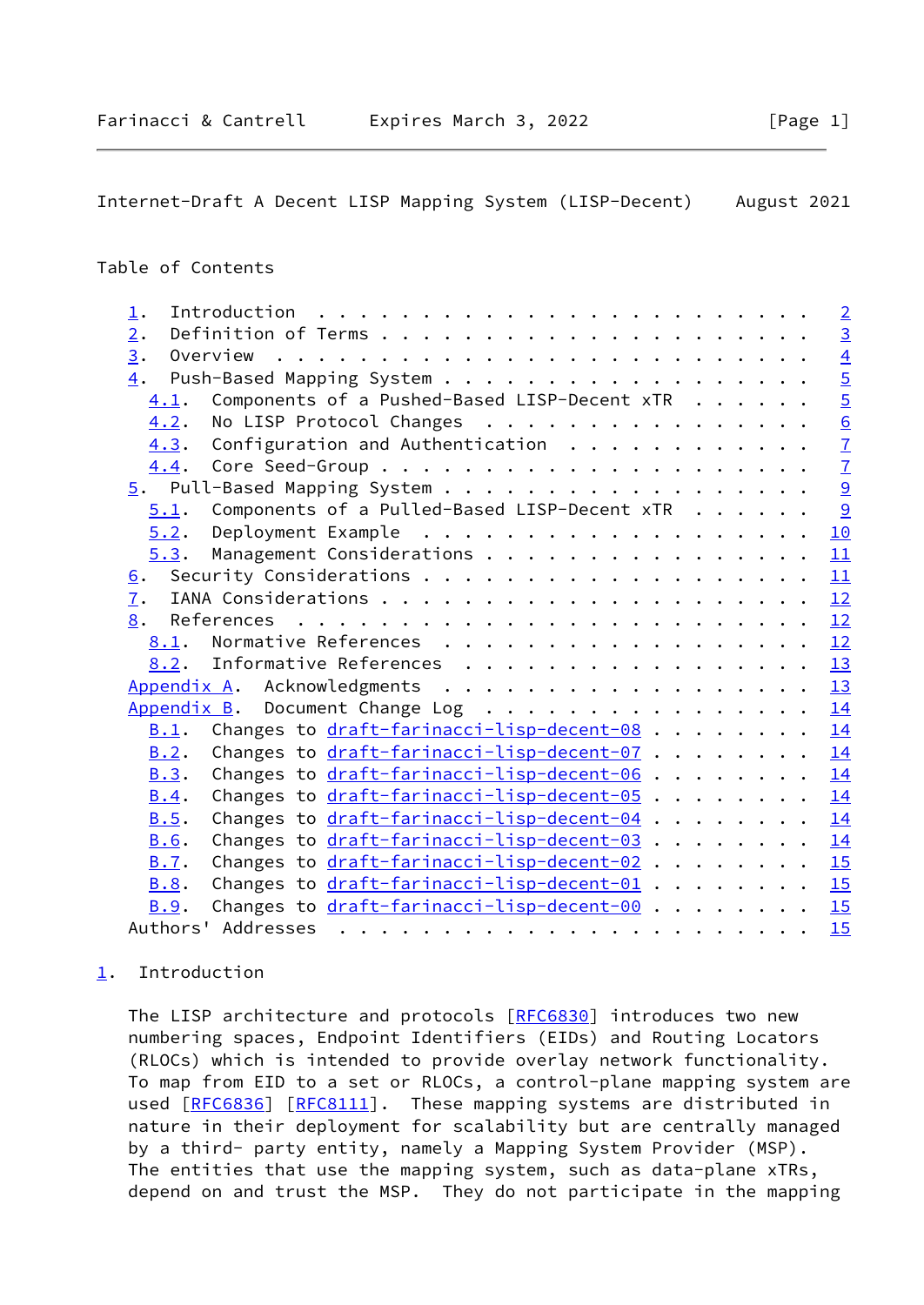Table of Contents

1. Introduction . . . . . . . . . . . . . . . . . . . . . . . . 2
2. Definition of Terms . . . . . . . . . . . . . . . . . . . . . 3
3. Overview . . . . . . . . . . . . . . . . . . . . . . . . . . 4
4. Push-Based Mapping System . . . . . . . . . . . . . . . . . . 5
   4.1. Components of a Pushed-Based LISP-Decent xTR . . . . . . 5
   4.2. No LISP Protocol Changes . . . . . . . . . . . . . . . . 6
   4.3. Configuration and Authentication . . . . . . . . . . . . 7
   4.4. Core Seed-Group . . . . . . . . . . . . . . . . . . . . 7
5. Pull-Based Mapping System . . . . . . . . . . . . . . . . . . 9
   5.1. Components of a Pulled-Based LISP-Decent xTR . . . . . . 9
   5.2. Deployment Example . . . . . . . . . . . . . . . . . . . 10
   5.3. Management Considerations . . . . . . . . . . . . . . . . 11
6. Security Considerations . . . . . . . . . . . . . . . . . . . 11
7. IANA Considerations . . . . . . . . . . . . . . . . . . . . . 12
8. References . . . . . . . . . . . . . . . . . . . . . . . . . 12
   8.1. Normative References . . . . . . . . . . . . . . . . . . 12
   8.2. Informative References . . . . . . . . . . . . . . . . . 13
Appendix A. Acknowledgments . . . . . . . . . . . . . . . . . . 13
Appendix B. Document Change Log . . . . . . . . . . . . . . . . 14
   B.1. Changes to draft-farinacci-lisp-decent-08 . . . . . . . . 14
   B.2. Changes to draft-farinacci-lisp-decent-07 . . . . . . . . 14
   B.3. Changes to draft-farinacci-lisp-decent-06 . . . . . . . . 14
   B.4. Changes to draft-farinacci-lisp-decent-05 . . . . . . . . 14
   B.5. Changes to draft-farinacci-lisp-decent-04 . . . . . . . . 14
   B.6. Changes to draft-farinacci-lisp-decent-03 . . . . . . . . 14
   B.7. Changes to draft-farinacci-lisp-decent-02 . . . . . . . . 15
   B.8. Changes to draft-farinacci-lisp-decent-01 . . . . . . . . 15
   B.9. Changes to draft-farinacci-lisp-decent-00 . . . . . . . . 15
Authors' Addresses . . . . . . . . . . . . . . . . . . . . . . . 15

## 1. Introduction

The LISP architecture and protocols [RFC6830] introduces two new numbering spaces, Endpoint Identifiers (EIDs) and Routing Locators (RLOCs) which is intended to provide overlay network functionality. To map from EID to a set or RLOCs, a control-plane mapping system are used [RFC6836] [RFC8111]. These mapping systems are distributed in nature in their deployment for scalability but are centrally managed by a third- party entity, namely a Mapping System Provider (MSP). The entities that use the mapping system, such as data-plane xTRs, depend on and trust the MSP. They do not participate in the mapping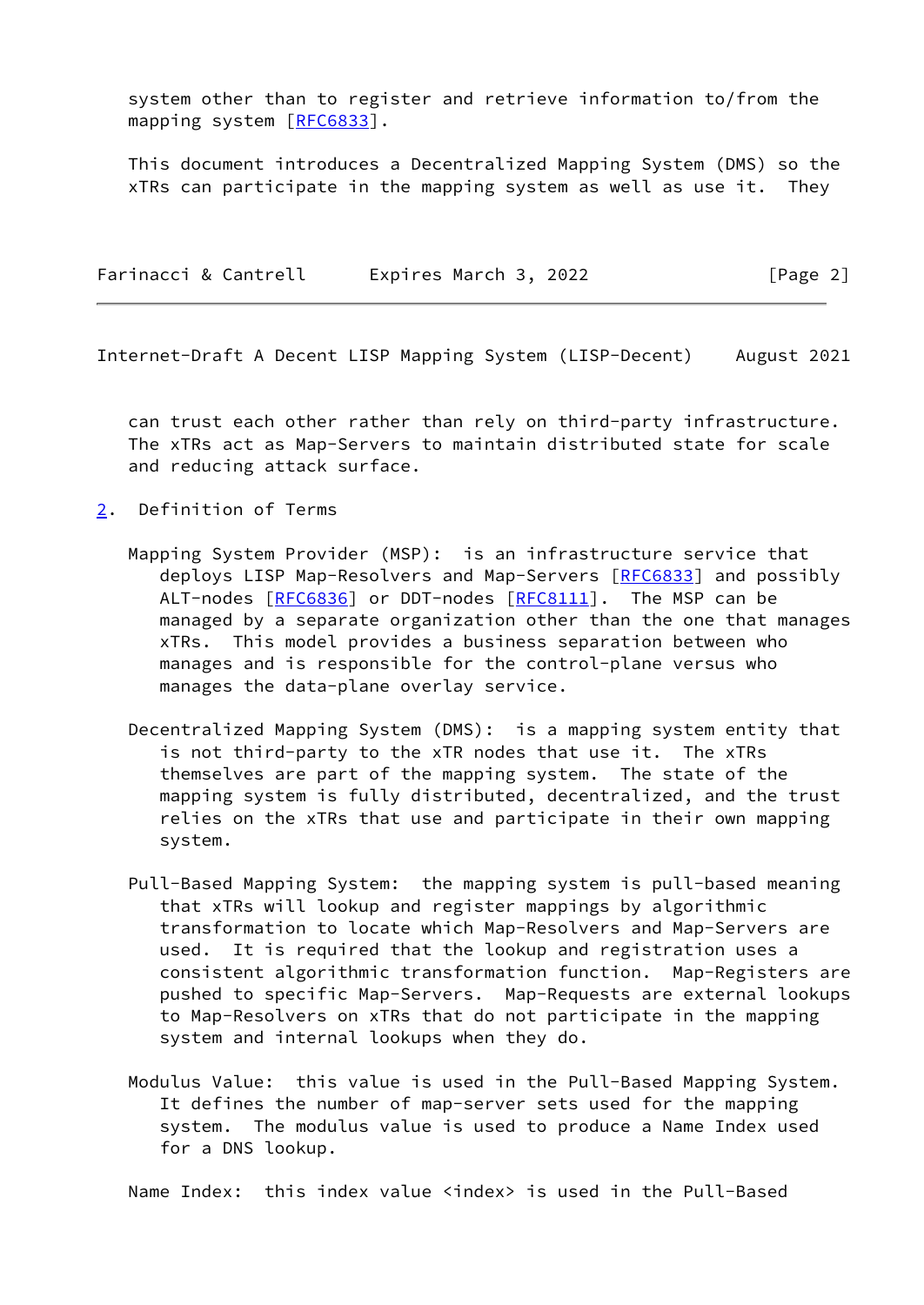system other than to register and retrieve information to/from the mapping system [RFC6833].

This document introduces a Decentralized Mapping System (DMS) so the xTRs can participate in the mapping system as well as use it. They can trust each other rather than rely on third-party infrastructure. The xTRs act as Map-Servers to maintain distributed state for scale and reducing attack surface.

## 2. Definition of Terms

Mapping System Provider (MSP): is an infrastructure service that deploys LISP Map-Resolvers and Map-Servers [RFC6833] and possibly ALT-nodes [RFC6836] or DDT-nodes [RFC8111]. The MSP can be managed by a separate organization other than the one that manages xTRs. This model provides a business separation between who manages and is responsible for the control-plane versus who manages the data-plane overlay service.

Decentralized Mapping System (DMS): is a mapping system entity that is not third-party to the xTR nodes that use it. The xTRs themselves are part of the mapping system. The state of the mapping system is fully distributed, decentralized, and the trust relies on the xTRs that use and participate in their own mapping system.

Pull-Based Mapping System: the mapping system is pull-based meaning that xTRs will lookup and register mappings by algorithmic transformation to locate which Map-Resolvers and Map-Servers are used. It is required that the lookup and registration uses a consistent algorithmic transformation function. Map-Registers are pushed to specific Map-Servers. Map-Requests are external lookups to Map-Resolvers on xTRs that do not participate in the mapping system and internal lookups when they do.

Modulus Value: this value is used in the Pull-Based Mapping System. It defines the number of map-server sets used for the mapping system. The modulus value is used to produce a Name Index used for a DNS lookup.

Name Index: this index value <index> is used in the Pull-Based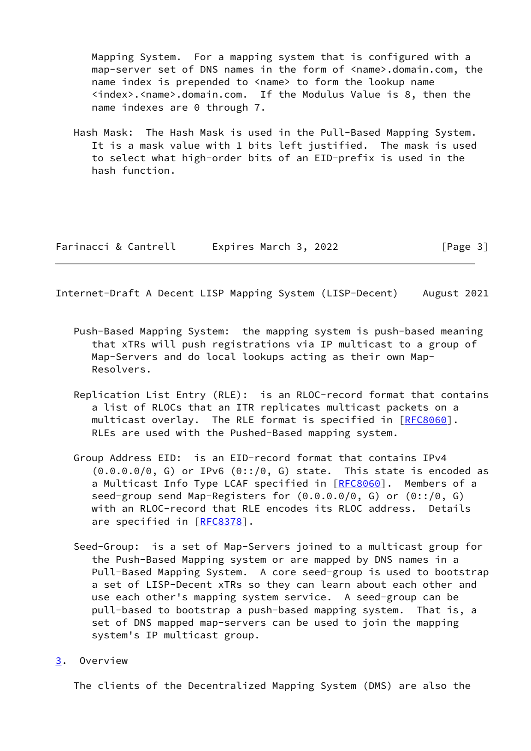Mapping System. For a mapping system that is configured with a map-server set of DNS names in the form of <name>.domain.com, the name index is prepended to <name> to form the lookup name <index>.<name>.domain.com. If the Modulus Value is 8, then the name indexes are 0 through 7.

Hash Mask: The Hash Mask is used in the Pull-Based Mapping System. It is a mask value with 1 bits left justified. The mask is used to select what high-order bits of an EID-prefix is used in the hash function.

Push-Based Mapping System: the mapping system is push-based meaning that xTRs will push registrations via IP multicast to a group of Map-Servers and do local lookups acting as their own Map-Resolvers.

Replication List Entry (RLE): is an RLOC-record format that contains a list of RLOCs that an ITR replicates multicast packets on a multicast overlay. The RLE format is specified in [RFC8060]. RLEs are used with the Pushed-Based mapping system.

Group Address EID: is an EID-record format that contains IPv4 (0.0.0.0/0, G) or IPv6 (0::/0, G) state. This state is encoded as a Multicast Info Type LCAF specified in [RFC8060]. Members of a seed-group send Map-Registers for (0.0.0.0/0, G) or (0::/0, G) with an RLOC-record that RLE encodes its RLOC address. Details are specified in [RFC8378].

Seed-Group: is a set of Map-Servers joined to a multicast group for the Push-Based Mapping system or are mapped by DNS names in a Pull-Based Mapping System. A core seed-group is used to bootstrap a set of LISP-Decent xTRs so they can learn about each other and use each other's mapping system service. A seed-group can be pull-based to bootstrap a push-based mapping system. That is, a set of DNS mapped map-servers can be used to join the mapping system's IP multicast group.

## 3. Overview

The clients of the Decentralized Mapping System (DMS) are also the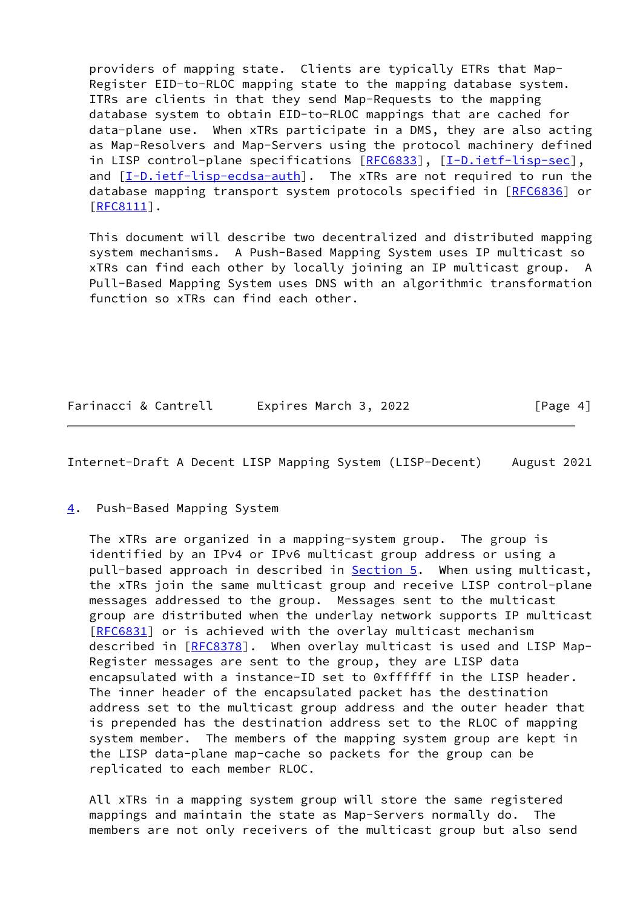providers of mapping state. Clients are typically ETRs that Map-Register EID-to-RLOC mapping state to the mapping database system. ITRs are clients in that they send Map-Requests to the mapping database system to obtain EID-to-RLOC mappings that are cached for data-plane use. When xTRs participate in a DMS, they are also acting as Map-Resolvers and Map-Servers using the protocol machinery defined in LISP control-plane specifications [RFC6833], [I-D.ietf-lisp-sec], and [I-D.ietf-lisp-ecdsa-auth]. The xTRs are not required to run the database mapping transport system protocols specified in [RFC6836] or [RFC8111].

This document will describe two decentralized and distributed mapping system mechanisms. A Push-Based Mapping System uses IP multicast so xTRs can find each other by locally joining an IP multicast group. A Pull-Based Mapping System uses DNS with an algorithmic transformation function so xTRs can find each other.

## 4. Push-Based Mapping System

The xTRs are organized in a mapping-system group. The group is identified by an IPv4 or IPv6 multicast group address or using a pull-based approach in described in Section 5. When using multicast, the xTRs join the same multicast group and receive LISP control-plane messages addressed to the group. Messages sent to the multicast group are distributed when the underlay network supports IP multicast [RFC6831] or is achieved with the overlay multicast mechanism described in [RFC8378]. When overlay multicast is used and LISP Map-Register messages are sent to the group, they are LISP data encapsulated with a instance-ID set to 0xffffff in the LISP header. The inner header of the encapsulated packet has the destination address set to the multicast group address and the outer header that is prepended has the destination address set to the RLOC of mapping system member. The members of the mapping system group are kept in the LISP data-plane map-cache so packets for the group can be replicated to each member RLOC.

All xTRs in a mapping system group will store the same registered mappings and maintain the state as Map-Servers normally do. The members are not only receivers of the multicast group but also send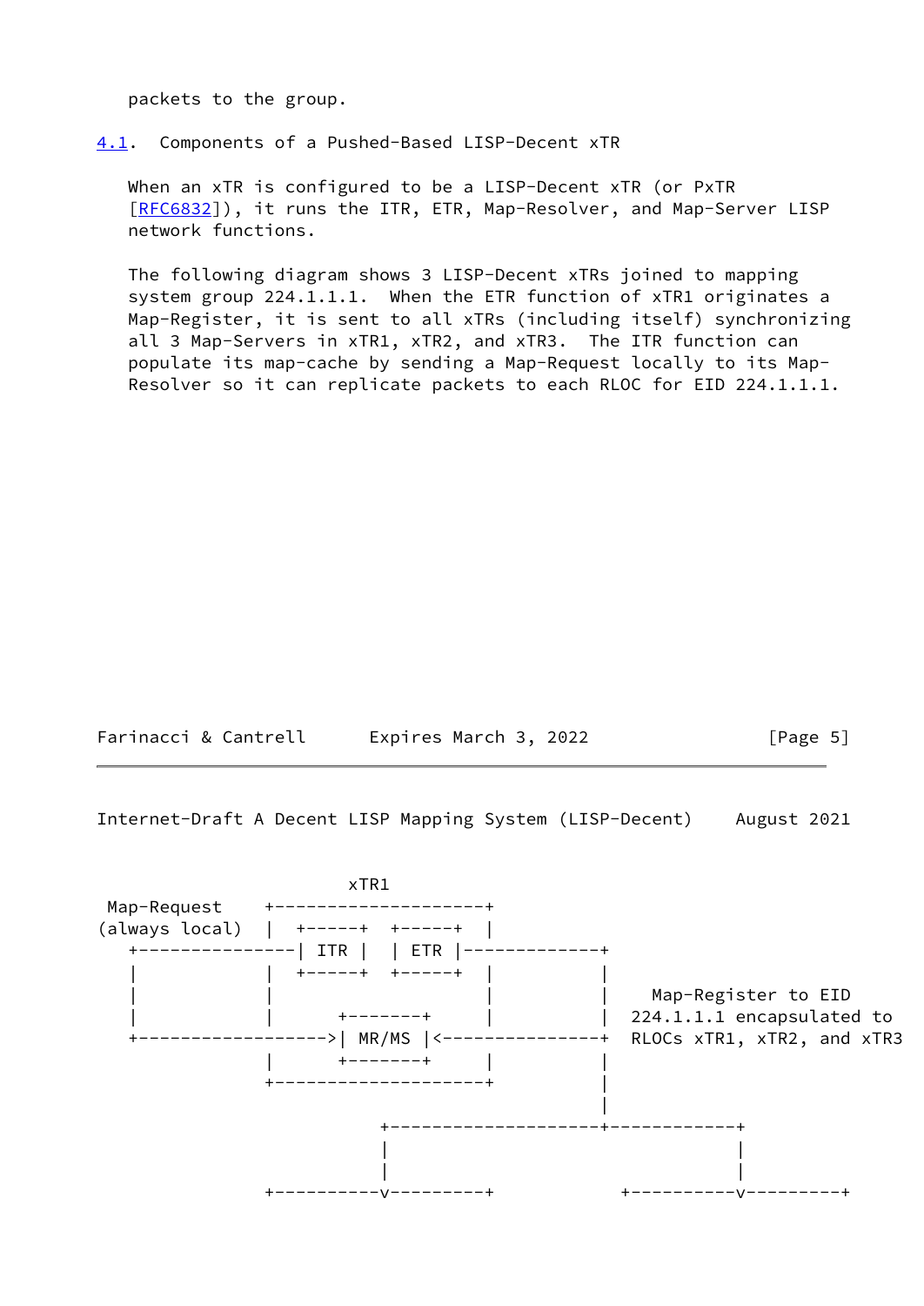packets to the group.

## 4.1. Components of a Pushed-Based LISP-Decent xTR

When an xTR is configured to be a LISP-Decent xTR (or PxTR [RFC6832]), it runs the ITR, ETR, Map-Resolver, and Map-Server LISP network functions.

The following diagram shows 3 LISP-Decent xTRs joined to mapping system group 224.1.1.1. When the ETR function of xTR1 originates a Map-Register, it is sent to all xTRs (including itself) synchronizing all 3 Map-Servers in xTR1, xTR2, and xTR3. The ITR function can populate its map-cache by sending a Map-Request locally to its Map-Resolver so it can replicate packets to each RLOC for EID 224.1.1.1.

```
                        xTR1
 Map-Request    +---------------------+
(always local)  |  +-----+  +-----+   |
   +------------| ITR |  | ETR |-------------+
   |            |  +-----+  +-----+   |         |
   |            |                     |         |   Map-Register to EID
   |            |      +--------+     |         |  224.1.1.1 encapsulated to
   +----------------->| MR/MS |<---------------+  RLOCs xTR1, xTR2, and xTR3
                |      +--------+     |         |
                +---------------------+         |
                                                |
                          +---------------------+------------+
                          |                                  |
                          |                                  |
                +----------v---------+           +----------v---------+
```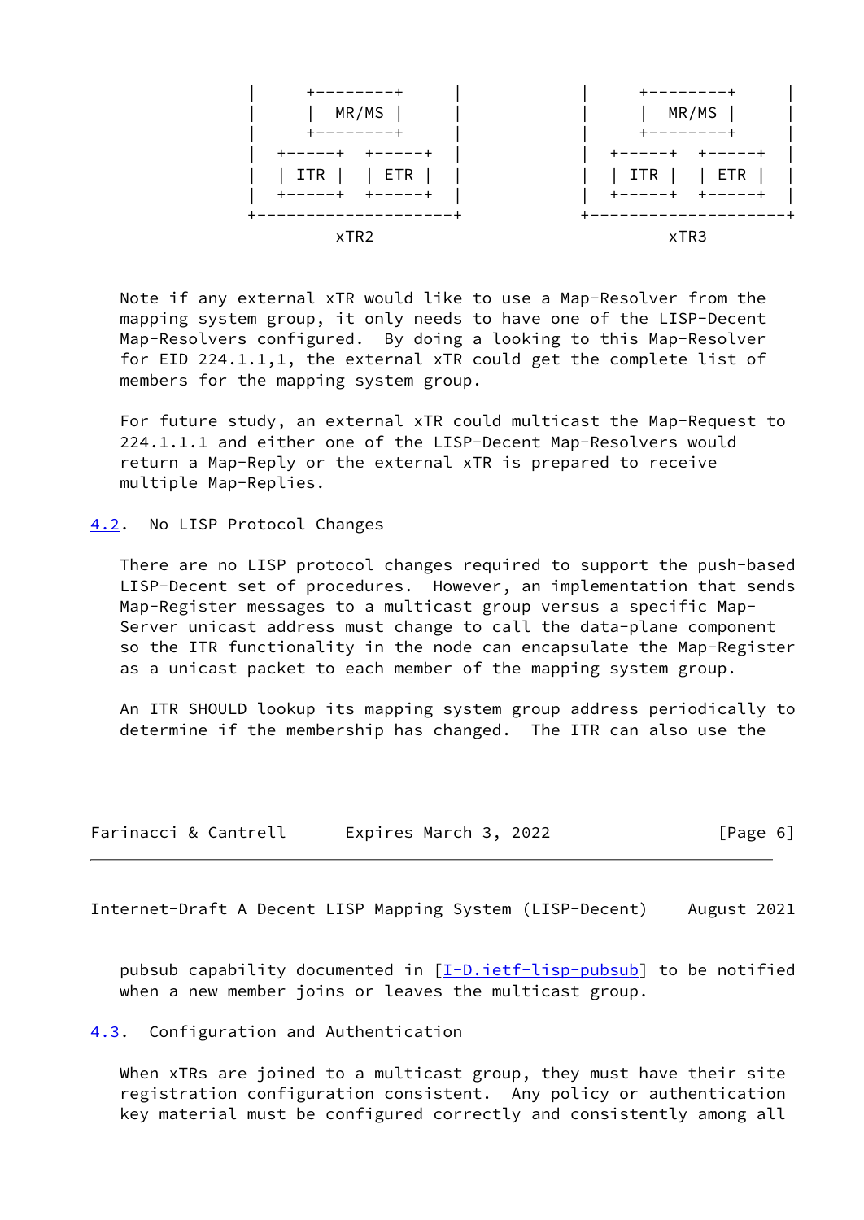```
|      +--------+      |          |      +--------+      |
|      |  MR/MS |      |          |      |  MR/MS |      |
|      +--------+      |          |      +--------+      |
|  +-----+  +-----+    |          |  +-----+  +-----+    |
|  | ITR |  | ETR |    |          |  | ITR |  | ETR |    |
|  +-----+  +-----+    |          |  +-----+  +-----+    |
+----------------------+          +----------------------+
         xTR2                              xTR3
```

Note if any external xTR would like to use a Map-Resolver from the mapping system group, it only needs to have one of the LISP-Decent Map-Resolvers configured. By doing a looking to this Map-Resolver for EID 224.1.1,1, the external xTR could get the complete list of members for the mapping system group.

For future study, an external xTR could multicast the Map-Request to 224.1.1.1 and either one of the LISP-Decent Map-Resolvers would return a Map-Reply or the external xTR is prepared to receive multiple Map-Replies.

### 4.2. No LISP Protocol Changes

There are no LISP protocol changes required to support the push-based LISP-Decent set of procedures. However, an implementation that sends Map-Register messages to a multicast group versus a specific Map-Server unicast address must change to call the data-plane component so the ITR functionality in the node can encapsulate the Map-Register as a unicast packet to each member of the mapping system group.

An ITR SHOULD lookup its mapping system group address periodically to determine if the membership has changed. The ITR can also use the pubsub capability documented in [I-D.ietf-lisp-pubsub] to be notified when a new member joins or leaves the multicast group.

### 4.3. Configuration and Authentication

When xTRs are joined to a multicast group, they must have their site registration configuration consistent. Any policy or authentication key material must be configured correctly and consistently among all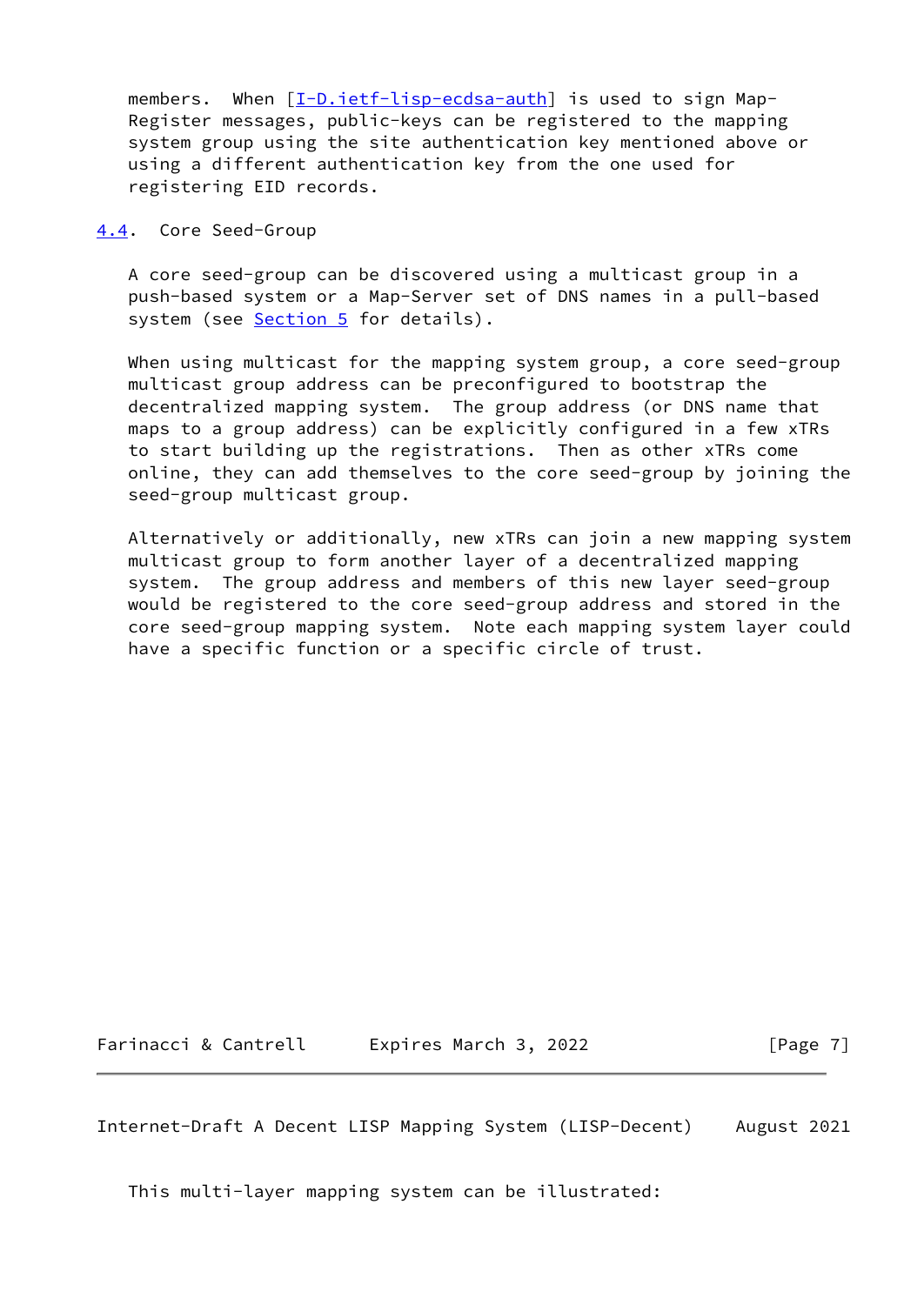members. When [I-D.ietf-lisp-ecdsa-auth] is used to sign Map-Register messages, public-keys can be registered to the mapping system group using the site authentication key mentioned above or using a different authentication key from the one used for registering EID records.

## 4.4. Core Seed-Group

A core seed-group can be discovered using a multicast group in a push-based system or a Map-Server set of DNS names in a pull-based system (see Section 5 for details).

When using multicast for the mapping system group, a core seed-group multicast group address can be preconfigured to bootstrap the decentralized mapping system. The group address (or DNS name that maps to a group address) can be explicitly configured in a few xTRs to start building up the registrations. Then as other xTRs come online, they can add themselves to the core seed-group by joining the seed-group multicast group.

Alternatively or additionally, new xTRs can join a new mapping system multicast group to form another layer of a decentralized mapping system. The group address and members of this new layer seed-group would be registered to the core seed-group address and stored in the core seed-group mapping system. Note each mapping system layer could have a specific function or a specific circle of trust.

This multi-layer mapping system can be illustrated: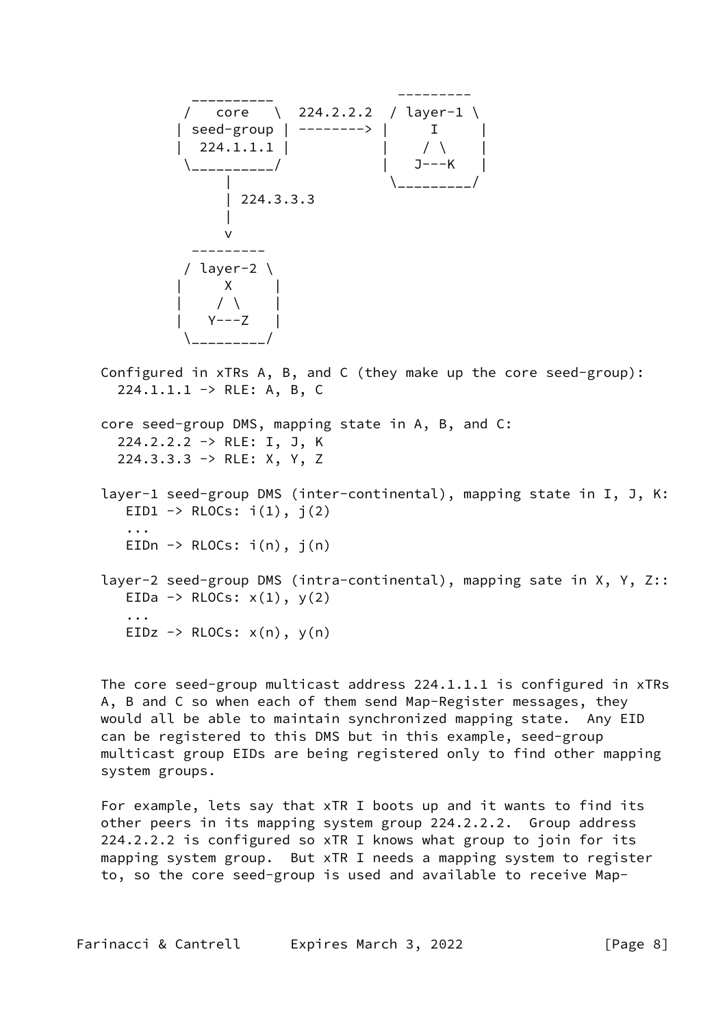```
             __________                   _________
            /   core   \  224.2.2.2  / layer-1 \
           | seed-group | --------> |     I     |
           |  224.1.1.1 |           |    / \    |
            \__________/            |   J---K   |
                 |                   \_________/
                 | 224.3.3.3
                 |
                 v
             _________
            / layer-2 \
           |     X     |
           |    / \    |
           |   Y---Z   |
            \_________/
```

```
Configured in xTRs A, B, and C (they make up the core seed-group):
  224.1.1.1 -> RLE: A, B, C

core seed-group DMS, mapping state in A, B, and C:
  224.2.2.2 -> RLE: I, J, K
  224.3.3.3 -> RLE: X, Y, Z

layer-1 seed-group DMS (inter-continental), mapping state in I, J, K:
   EID1 -> RLOCs: i(1), j(2)
   ...
   EIDn -> RLOCs: i(n), j(n)

layer-2 seed-group DMS (intra-continental), mapping sate in X, Y, Z::
   EIDa -> RLOCs: x(1), y(2)
   ...
   EIDz -> RLOCs: x(n), y(n)
```

The core seed-group multicast address 224.1.1.1 is configured in xTRs A, B and C so when each of them send Map-Register messages, they would all be able to maintain synchronized mapping state. Any EID can be registered to this DMS but in this example, seed-group multicast group EIDs are being registered only to find other mapping system groups.

For example, lets say that xTR I boots up and it wants to find its other peers in its mapping system group 224.2.2.2. Group address 224.2.2.2 is configured so xTR I knows what group to join for its mapping system group. But xTR I needs a mapping system to register to, so the core seed-group is used and available to receive Map-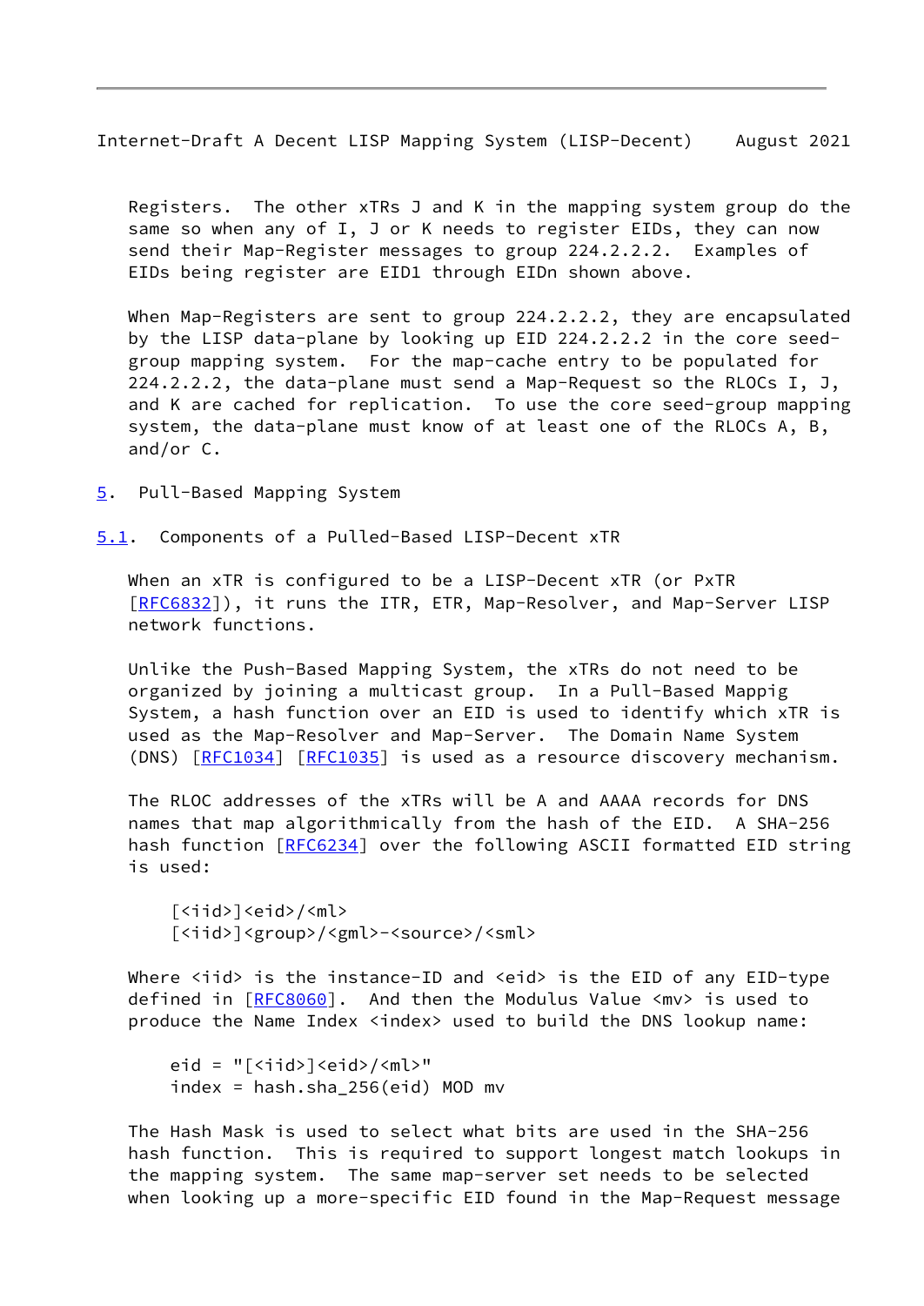Registers. The other xTRs J and K in the mapping system group do the same so when any of I, J or K needs to register EIDs, they can now send their Map-Register messages to group 224.2.2.2. Examples of EIDs being register are EID1 through EIDn shown above.

When Map-Registers are sent to group 224.2.2.2, they are encapsulated by the LISP data-plane by looking up EID 224.2.2.2 in the core seed-group mapping system. For the map-cache entry to be populated for 224.2.2.2, the data-plane must send a Map-Request so the RLOCs I, J, and K are cached for replication. To use the core seed-group mapping system, the data-plane must know of at least one of the RLOCs A, B, and/or C.

## 5. Pull-Based Mapping System

### 5.1. Components of a Pulled-Based LISP-Decent xTR

When an xTR is configured to be a LISP-Decent xTR (or PxTR [RFC6832]), it runs the ITR, ETR, Map-Resolver, and Map-Server LISP network functions.

Unlike the Push-Based Mapping System, the xTRs do not need to be organized by joining a multicast group. In a Pull-Based Mappig System, a hash function over an EID is used to identify which xTR is used as the Map-Resolver and Map-Server. The Domain Name System (DNS) [RFC1034] [RFC1035] is used as a resource discovery mechanism.

The RLOC addresses of the xTRs will be A and AAAA records for DNS names that map algorithmically from the hash of the EID. A SHA-256 hash function [RFC6234] over the following ASCII formatted EID string is used:

```
[<iid>]<eid>/<ml>
[<iid>]<group>/<gml>-<source>/<sml>
```

Where <iid> is the instance-ID and <eid> is the EID of any EID-type defined in [RFC8060]. And then the Modulus Value <mv> is used to produce the Name Index <index> used to build the DNS lookup name:

```
eid = "[<iid>]<eid>/<ml>"
index = hash.sha_256(eid) MOD mv
```

The Hash Mask is used to select what bits are used in the SHA-256 hash function. This is required to support longest match lookups in the mapping system. The same map-server set needs to be selected when looking up a more-specific EID found in the Map-Request message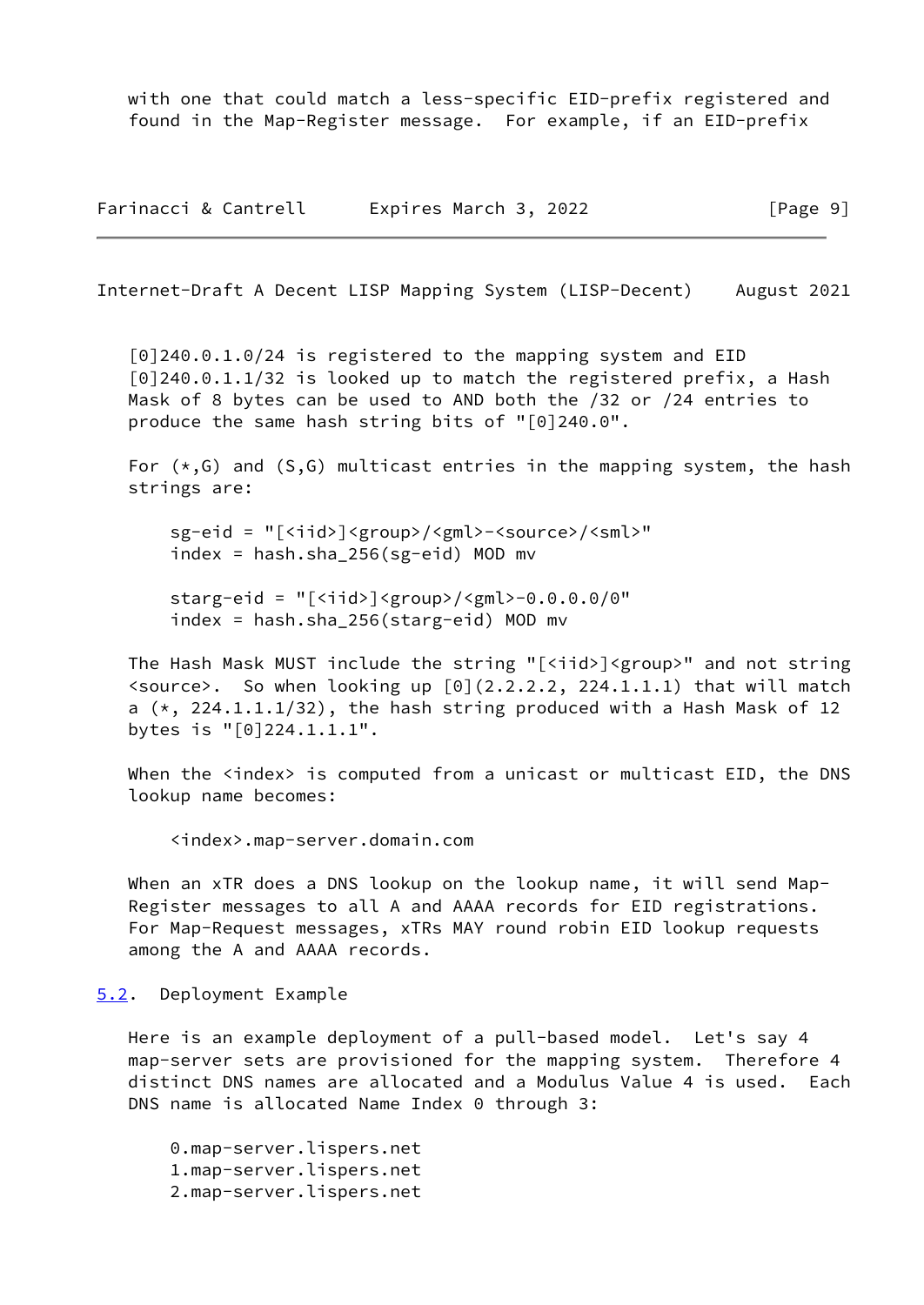with one that could match a less-specific EID-prefix registered and found in the Map-Register message. For example, if an EID-prefix [0]240.0.1.0/24 is registered to the mapping system and EID [0]240.0.1.1/32 is looked up to match the registered prefix, a Hash Mask of 8 bytes can be used to AND both the /32 or /24 entries to produce the same hash string bits of "[0]240.0".

For (*,G) and (S,G) multicast entries in the mapping system, the hash strings are:

```
sg-eid = "[<iid>]<group>/<gml>-<source>/<sml>"
index = hash.sha_256(sg-eid) MOD mv

starg-eid = "[<iid>]<group>/<gml>-0.0.0.0/0"
index = hash.sha_256(starg-eid) MOD mv
```

The Hash Mask MUST include the string "[<iid>]<group>" and not string <source>. So when looking up [0](2.2.2.2, 224.1.1.1) that will match a (*, 224.1.1.1/32), the hash string produced with a Hash Mask of 12 bytes is "[0]224.1.1.1".

When the <index> is computed from a unicast or multicast EID, the DNS lookup name becomes:

```
<index>.map-server.domain.com
```

When an xTR does a DNS lookup on the lookup name, it will send Map-Register messages to all A and AAAA records for EID registrations. For Map-Request messages, xTRs MAY round robin EID lookup requests among the A and AAAA records.

### 5.2. Deployment Example

Here is an example deployment of a pull-based model. Let's say 4 map-server sets are provisioned for the mapping system. Therefore 4 distinct DNS names are allocated and a Modulus Value 4 is used. Each DNS name is allocated Name Index 0 through 3:

```
0.map-server.lispers.net
1.map-server.lispers.net
2.map-server.lispers.net
```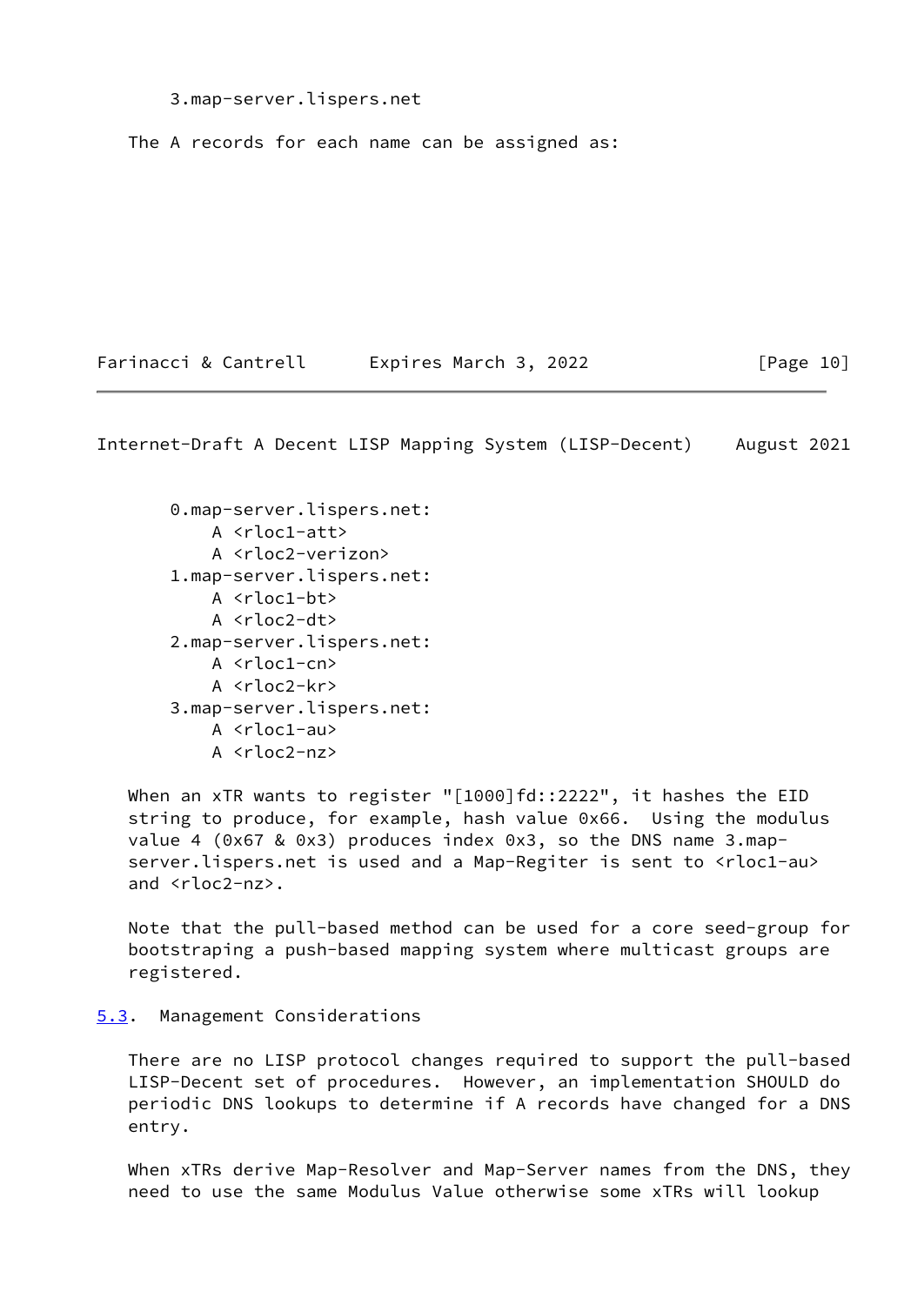```
3.map-server.lispers.net
```

The A records for each name can be assigned as:

```
0.map-server.lispers.net:
    A <rloc1-att>
    A <rloc2-verizon>
1.map-server.lispers.net:
    A <rloc1-bt>
    A <rloc2-dt>
2.map-server.lispers.net:
    A <rloc1-cn>
    A <rloc2-kr>
3.map-server.lispers.net:
    A <rloc1-au>
    A <rloc2-nz>
```

When an xTR wants to register "[1000]fd::2222", it hashes the EID string to produce, for example, hash value 0x66. Using the modulus value 4 (0x67 & 0x3) produces index 0x3, so the DNS name 3.map-server.lispers.net is used and a Map-Regiter is sent to <rloc1-au> and <rloc2-nz>.

Note that the pull-based method can be used for a core seed-group for bootstraping a push-based mapping system where multicast groups are registered.

### 5.3. Management Considerations

There are no LISP protocol changes required to support the pull-based LISP-Decent set of procedures. However, an implementation SHOULD do periodic DNS lookups to determine if A records have changed for a DNS entry.

When xTRs derive Map-Resolver and Map-Server names from the DNS, they need to use the same Modulus Value otherwise some xTRs will lookup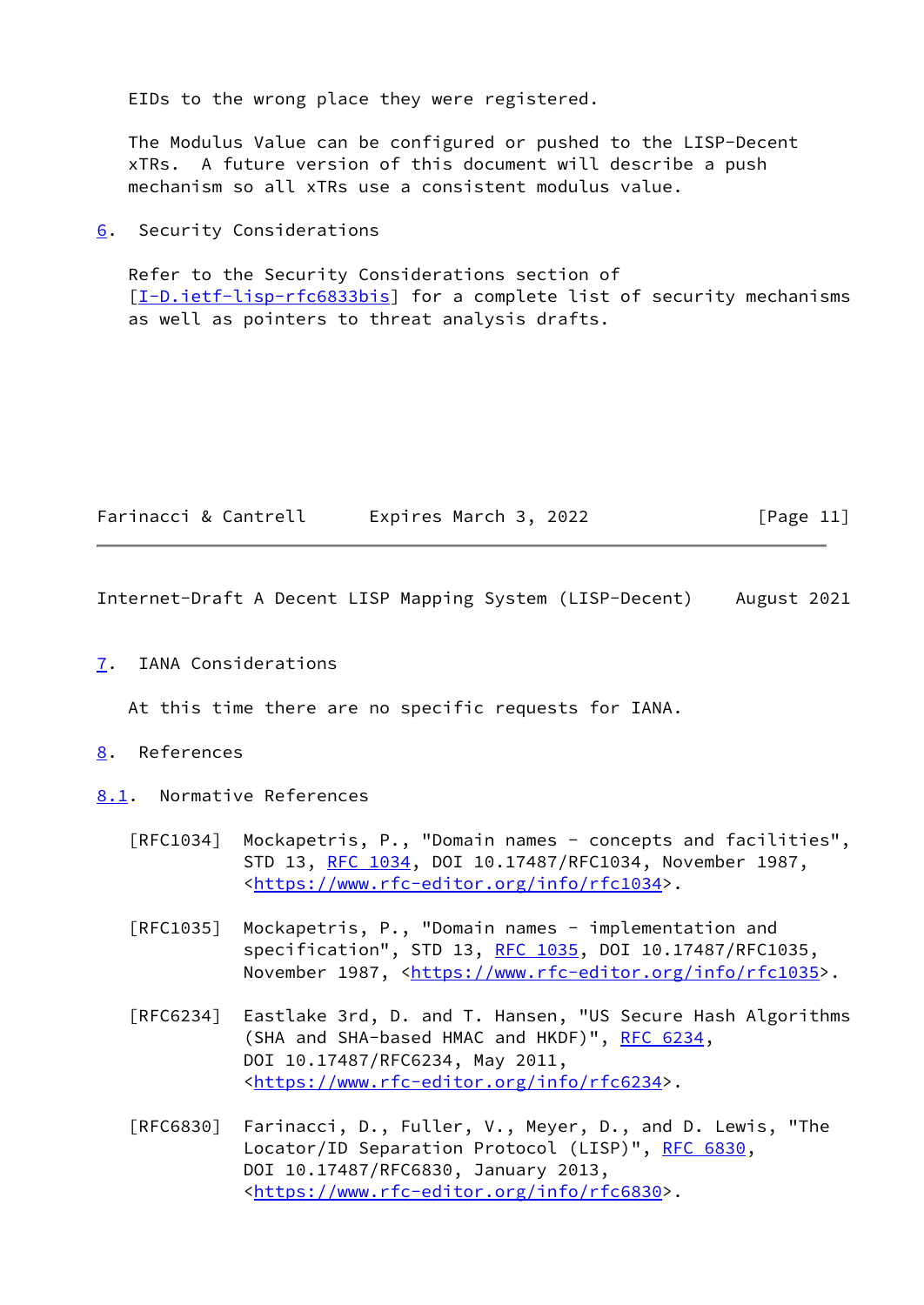EIDs to the wrong place they were registered.

The Modulus Value can be configured or pushed to the LISP-Decent xTRs. A future version of this document will describe a push mechanism so all xTRs use a consistent modulus value.

## 6. Security Considerations

Refer to the Security Considerations section of [I-D.ietf-lisp-rfc6833bis] for a complete list of security mechanisms as well as pointers to threat analysis drafts.

## 7. IANA Considerations

At this time there are no specific requests for IANA.

## 8. References

### 8.1. Normative References

[RFC1034] Mockapetris, P., "Domain names - concepts and facilities", STD 13, RFC 1034, DOI 10.17487/RFC1034, November 1987, <https://www.rfc-editor.org/info/rfc1034>.

[RFC1035] Mockapetris, P., "Domain names - implementation and specification", STD 13, RFC 1035, DOI 10.17487/RFC1035, November 1987, <https://www.rfc-editor.org/info/rfc1035>.

[RFC6234] Eastlake 3rd, D. and T. Hansen, "US Secure Hash Algorithms (SHA and SHA-based HMAC and HKDF)", RFC 6234, DOI 10.17487/RFC6234, May 2011, <https://www.rfc-editor.org/info/rfc6234>.

[RFC6830] Farinacci, D., Fuller, V., Meyer, D., and D. Lewis, "The Locator/ID Separation Protocol (LISP)", RFC 6830, DOI 10.17487/RFC6830, January 2013, <https://www.rfc-editor.org/info/rfc6830>.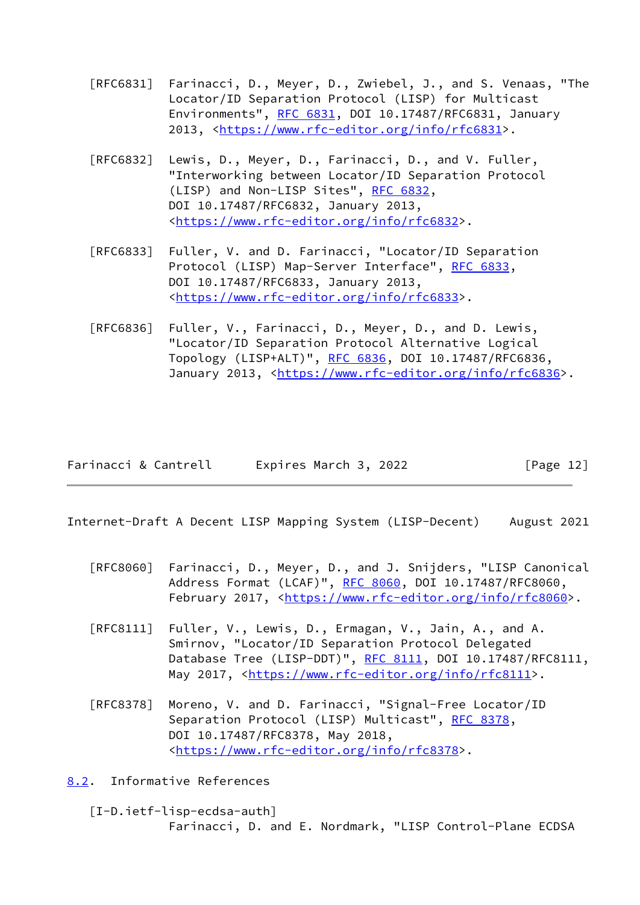[RFC6831] Farinacci, D., Meyer, D., Zwiebel, J., and S. Venaas, "The Locator/ID Separation Protocol (LISP) for Multicast Environments", RFC 6831, DOI 10.17487/RFC6831, January 2013, <https://www.rfc-editor.org/info/rfc6831>.

[RFC6832] Lewis, D., Meyer, D., Farinacci, D., and V. Fuller, "Interworking between Locator/ID Separation Protocol (LISP) and Non-LISP Sites", RFC 6832, DOI 10.17487/RFC6832, January 2013, <https://www.rfc-editor.org/info/rfc6832>.

[RFC6833] Fuller, V. and D. Farinacci, "Locator/ID Separation Protocol (LISP) Map-Server Interface", RFC 6833, DOI 10.17487/RFC6833, January 2013, <https://www.rfc-editor.org/info/rfc6833>.

[RFC6836] Fuller, V., Farinacci, D., Meyer, D., and D. Lewis, "Locator/ID Separation Protocol Alternative Logical Topology (LISP+ALT)", RFC 6836, DOI 10.17487/RFC6836, January 2013, <https://www.rfc-editor.org/info/rfc6836>.

[RFC8060] Farinacci, D., Meyer, D., and J. Snijders, "LISP Canonical Address Format (LCAF)", RFC 8060, DOI 10.17487/RFC8060, February 2017, <https://www.rfc-editor.org/info/rfc8060>.

[RFC8111] Fuller, V., Lewis, D., Ermagan, V., Jain, A., and A. Smirnov, "Locator/ID Separation Protocol Delegated Database Tree (LISP-DDT)", RFC 8111, DOI 10.17487/RFC8111, May 2017, <https://www.rfc-editor.org/info/rfc8111>.

[RFC8378] Moreno, V. and D. Farinacci, "Signal-Free Locator/ID Separation Protocol (LISP) Multicast", RFC 8378, DOI 10.17487/RFC8378, May 2018, <https://www.rfc-editor.org/info/rfc8378>.

## 8.2. Informative References

[I-D.ietf-lisp-ecdsa-auth]
Farinacci, D. and E. Nordmark, "LISP Control-Plane ECDSA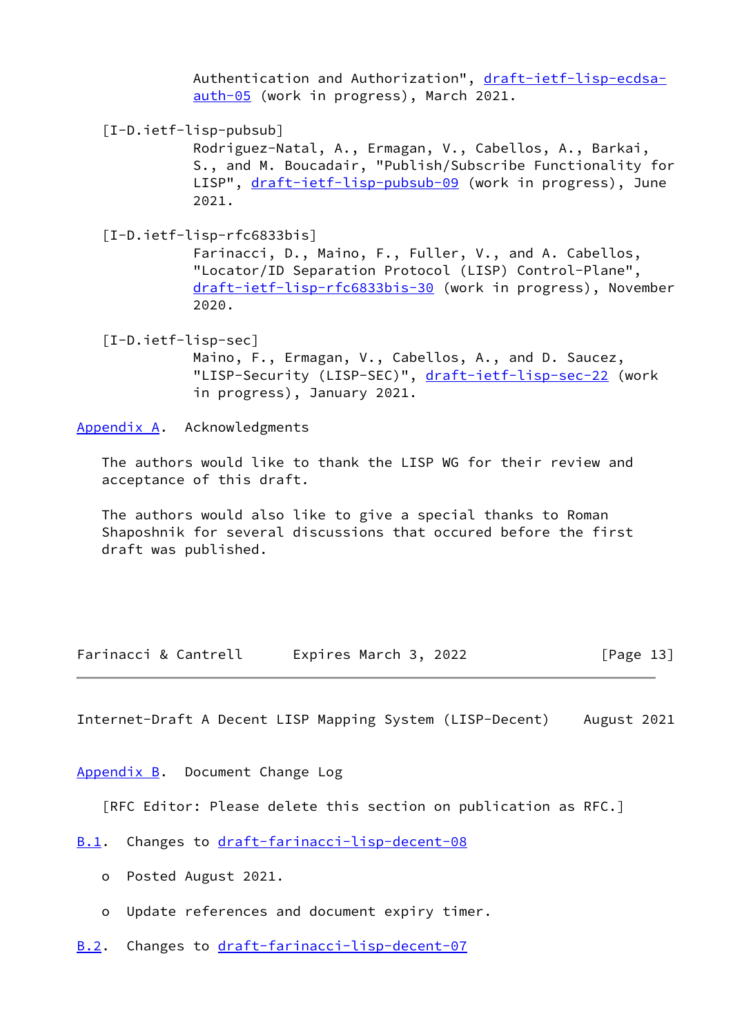Authentication and Authorization", draft-ietf-lisp-ecdsa-auth-05 (work in progress), March 2021.

[I-D.ietf-lisp-pubsub]
Rodriguez-Natal, A., Ermagan, V., Cabellos, A., Barkai, S., and M. Boucadair, "Publish/Subscribe Functionality for LISP", draft-ietf-lisp-pubsub-09 (work in progress), June 2021.

[I-D.ietf-lisp-rfc6833bis]
Farinacci, D., Maino, F., Fuller, V., and A. Cabellos, "Locator/ID Separation Protocol (LISP) Control-Plane", draft-ietf-lisp-rfc6833bis-30 (work in progress), November 2020.

[I-D.ietf-lisp-sec]
Maino, F., Ermagan, V., Cabellos, A., and D. Saucez, "LISP-Security (LISP-SEC)", draft-ietf-lisp-sec-22 (work in progress), January 2021.

## Appendix A. Acknowledgments

The authors would like to thank the LISP WG for their review and acceptance of this draft.

The authors would also like to give a special thanks to Roman Shaposhnik for several discussions that occured before the first draft was published.

## Appendix B. Document Change Log

[RFC Editor: Please delete this section on publication as RFC.]

### B.1. Changes to draft-farinacci-lisp-decent-08

- Posted August 2021.
- Update references and document expiry timer.

### B.2. Changes to draft-farinacci-lisp-decent-07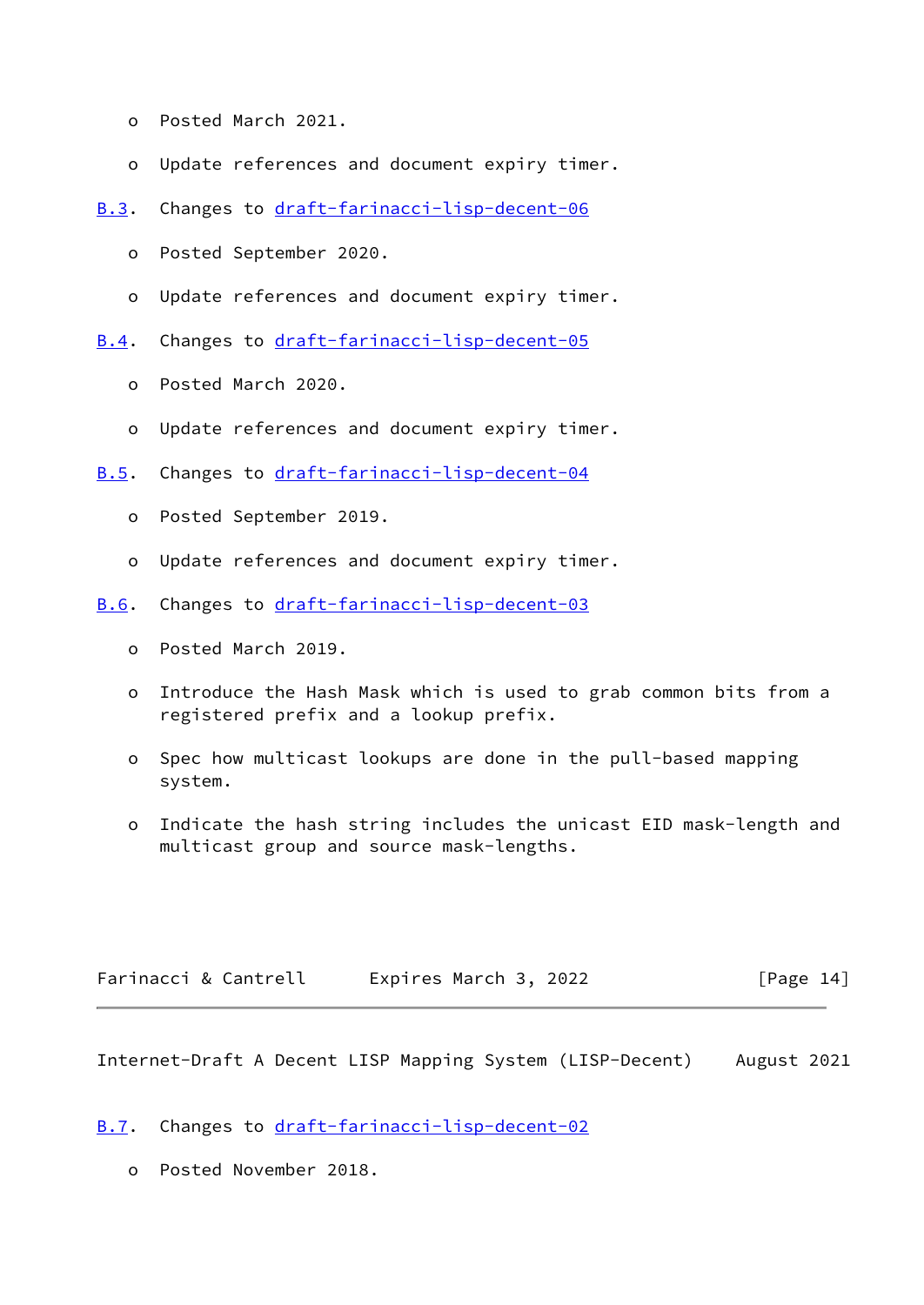- Posted March 2021.

- Update references and document expiry timer.

### B.3. Changes to draft-farinacci-lisp-decent-06

- Posted September 2020.

- Update references and document expiry timer.

### B.4. Changes to draft-farinacci-lisp-decent-05

- Posted March 2020.

- Update references and document expiry timer.

### B.5. Changes to draft-farinacci-lisp-decent-04

- Posted September 2019.

- Update references and document expiry timer.

### B.6. Changes to draft-farinacci-lisp-decent-03

- Posted March 2019.

- Introduce the Hash Mask which is used to grab common bits from a registered prefix and a lookup prefix.

- Spec how multicast lookups are done in the pull-based mapping system.

- Indicate the hash string includes the unicast EID mask-length and multicast group and source mask-lengths.

### B.7. Changes to draft-farinacci-lisp-decent-02

- Posted November 2018.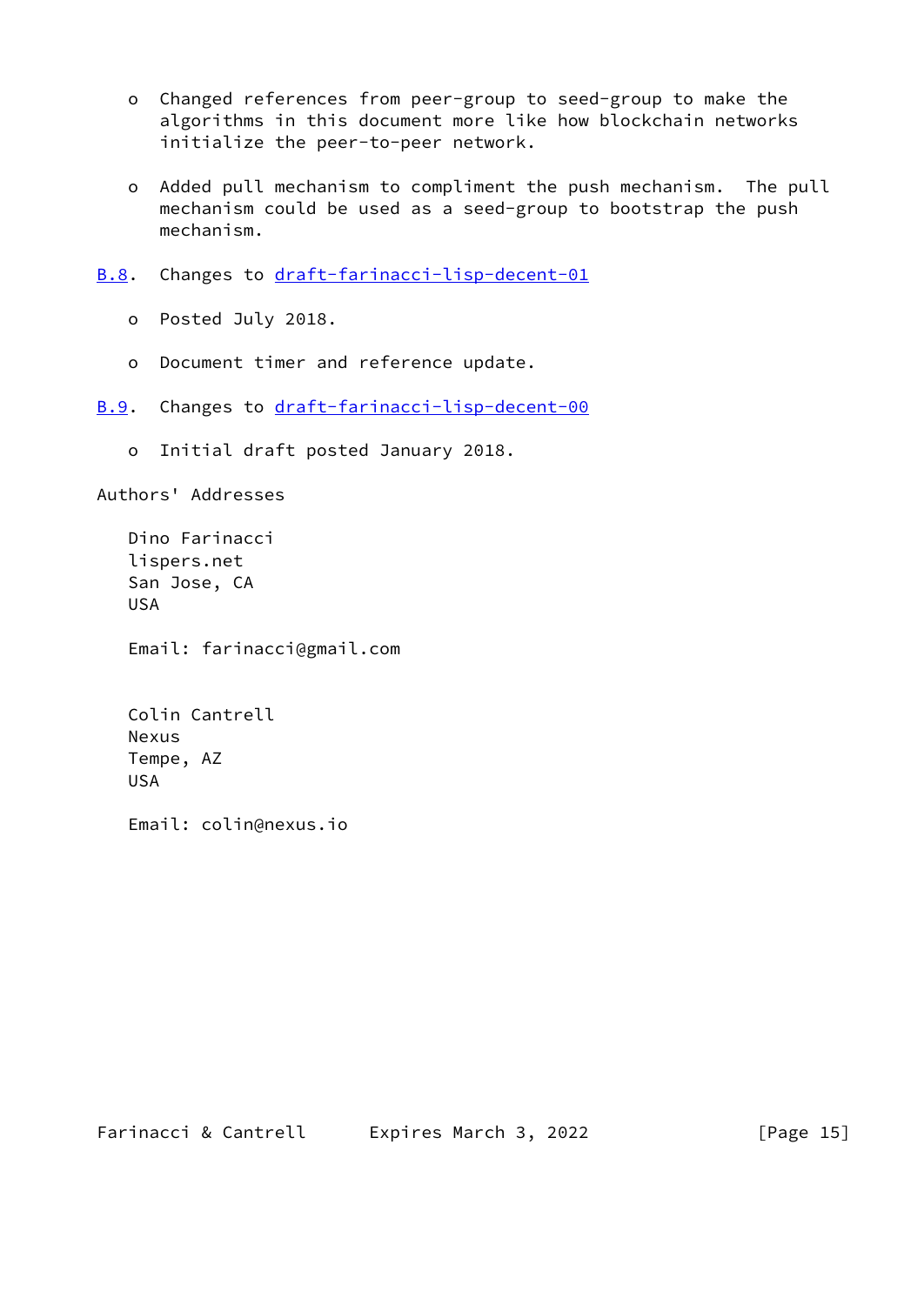- Changed references from peer-group to seed-group to make the algorithms in this document more like how blockchain networks initialize the peer-to-peer network.

- Added pull mechanism to compliment the push mechanism. The pull mechanism could be used as a seed-group to bootstrap the push mechanism.

### B.8. Changes to draft-farinacci-lisp-decent-01

- Posted July 2018.

- Document timer and reference update.

### B.9. Changes to draft-farinacci-lisp-decent-00

- Initial draft posted January 2018.

## Authors' Addresses

Dino Farinacci
lispers.net
San Jose, CA
USA

Email: farinacci@gmail.com

Colin Cantrell
Nexus
Tempe, AZ
USA

Email: colin@nexus.io